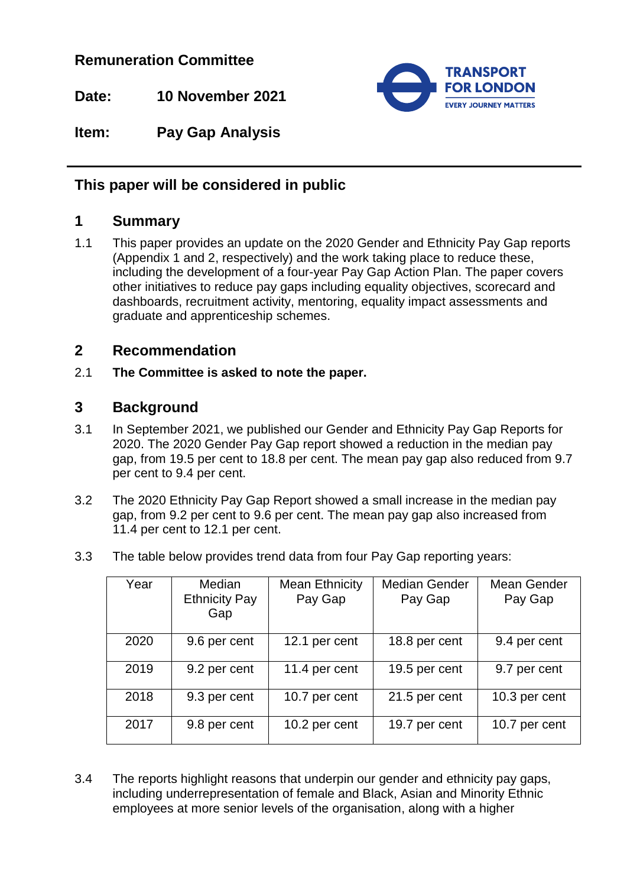**Remuneration Committee**

**Date:** 10 November 2021

**Item:** Pay Gap Analysis

## This paper will be considered in public

## 1 Summary

1.1 This paper provides an update on the 2020 Gender and Ethnicity Pay Gap reports (Appendix 1 and 2, respectively) and the work taking place to reduce these, including the development of a four-year Pay Gap Action Plan. The paper covers other initiatives to reduce pay gaps including equality objectives, scorecard and dashboards, recruitment activity, mentoring, equality impact assessments and graduate and apprenticeship schemes.

## 2 Recommendation

2.1 **The Committee is asked to note the paper.**

## 3 Background

3.1 In September 2021, we published our Gender and Ethnicity Pay Gap Reports for 2020. The 2020 Gender Pay Gap report showed a reduction in the median pay gap, from 19.5 per cent to 18.8 per cent. The mean pay gap also reduced from 9.7 per cent to 9.4 per cent.

3.2 The 2020 Ethnicity Pay Gap Report showed a small increase in the median pay gap, from 9.2 per cent to 9.6 per cent. The mean pay gap also increased from 11.4 per cent to 12.1 per cent.

3.3 The table below provides trend data from four Pay Gap reporting years:

| Year | Median Ethnicity Pay Gap | Mean Ethnicity Pay Gap | Median Gender Pay Gap | Mean Gender Pay Gap |
|---|---|---|---|---|
| 2020 | 9.6 per cent | 12.1 per cent | 18.8 per cent | 9.4 per cent |
| 2019 | 9.2 per cent | 11.4 per cent | 19.5 per cent | 9.7 per cent |
| 2018 | 9.3 per cent | 10.7 per cent | 21.5 per cent | 10.3 per cent |
| 2017 | 9.8 per cent | 10.2 per cent | 19.7 per cent | 10.7 per cent |

3.4 The reports highlight reasons that underpin our gender and ethnicity pay gaps, including underrepresentation of female and Black, Asian and Minority Ethnic employees at more senior levels of the organisation, along with a higher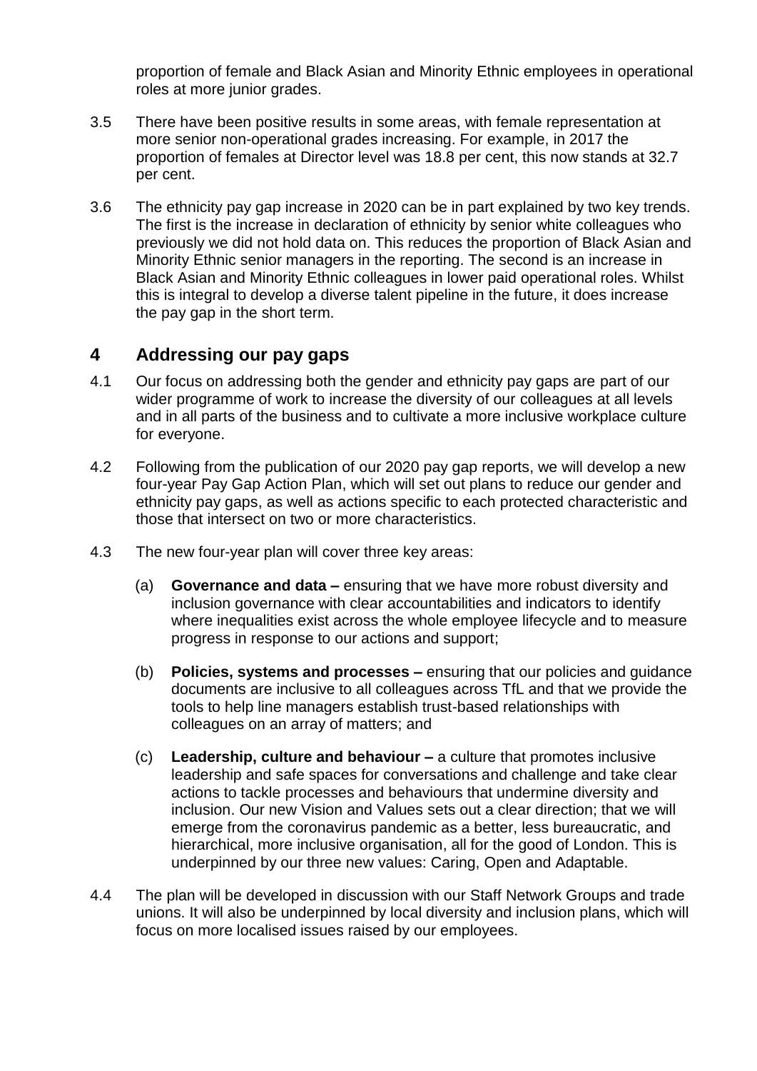proportion of female and Black Asian and Minority Ethnic employees in operational roles at more junior grades.

3.5 There have been positive results in some areas, with female representation at more senior non-operational grades increasing. For example, in 2017 the proportion of females at Director level was 18.8 per cent, this now stands at 32.7 per cent.

3.6 The ethnicity pay gap increase in 2020 can be in part explained by two key trends. The first is the increase in declaration of ethnicity by senior white colleagues who previously we did not hold data on. This reduces the proportion of Black Asian and Minority Ethnic senior managers in the reporting. The second is an increase in Black Asian and Minority Ethnic colleagues in lower paid operational roles. Whilst this is integral to develop a diverse talent pipeline in the future, it does increase the pay gap in the short term.

## 4 Addressing our pay gaps

4.1 Our focus on addressing both the gender and ethnicity pay gaps are part of our wider programme of work to increase the diversity of our colleagues at all levels and in all parts of the business and to cultivate a more inclusive workplace culture for everyone.

4.2 Following from the publication of our 2020 pay gap reports, we will develop a new four-year Pay Gap Action Plan, which will set out plans to reduce our gender and ethnicity pay gaps, as well as actions specific to each protected characteristic and those that intersect on two or more characteristics.

4.3 The new four-year plan will cover three key areas:

(a) **Governance and data –** ensuring that we have more robust diversity and inclusion governance with clear accountabilities and indicators to identify where inequalities exist across the whole employee lifecycle and to measure progress in response to our actions and support;

(b) **Policies, systems and processes –** ensuring that our policies and guidance documents are inclusive to all colleagues across TfL and that we provide the tools to help line managers establish trust-based relationships with colleagues on an array of matters; and

(c) **Leadership, culture and behaviour –** a culture that promotes inclusive leadership and safe spaces for conversations and challenge and take clear actions to tackle processes and behaviours that undermine diversity and inclusion. Our new Vision and Values sets out a clear direction; that we will emerge from the coronavirus pandemic as a better, less bureaucratic, and hierarchical, more inclusive organisation, all for the good of London. This is underpinned by our three new values: Caring, Open and Adaptable.

4.4 The plan will be developed in discussion with our Staff Network Groups and trade unions. It will also be underpinned by local diversity and inclusion plans, which will focus on more localised issues raised by our employees.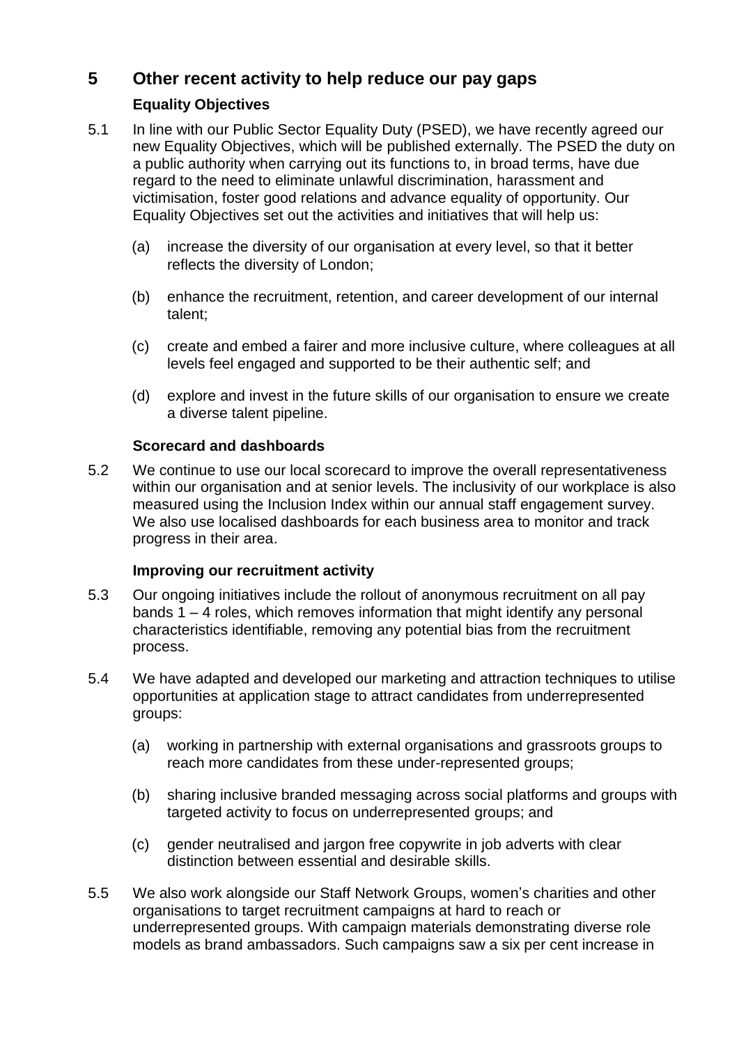## 5 Other recent activity to help reduce our pay gaps

### Equality Objectives

5.1 In line with our Public Sector Equality Duty (PSED), we have recently agreed our new Equality Objectives, which will be published externally. The PSED the duty on a public authority when carrying out its functions to, in broad terms, have due regard to the need to eliminate unlawful discrimination, harassment and victimisation, foster good relations and advance equality of opportunity. Our Equality Objectives set out the activities and initiatives that will help us:

(a) increase the diversity of our organisation at every level, so that it better reflects the diversity of London;

(b) enhance the recruitment, retention, and career development of our internal talent;

(c) create and embed a fairer and more inclusive culture, where colleagues at all levels feel engaged and supported to be their authentic self; and

(d) explore and invest in the future skills of our organisation to ensure we create a diverse talent pipeline.

### Scorecard and dashboards

5.2 We continue to use our local scorecard to improve the overall representativeness within our organisation and at senior levels. The inclusivity of our workplace is also measured using the Inclusion Index within our annual staff engagement survey. We also use localised dashboards for each business area to monitor and track progress in their area.

### Improving our recruitment activity

5.3 Our ongoing initiatives include the rollout of anonymous recruitment on all pay bands 1 – 4 roles, which removes information that might identify any personal characteristics identifiable, removing any potential bias from the recruitment process.

5.4 We have adapted and developed our marketing and attraction techniques to utilise opportunities at application stage to attract candidates from underrepresented groups:

(a) working in partnership with external organisations and grassroots groups to reach more candidates from these under-represented groups;

(b) sharing inclusive branded messaging across social platforms and groups with targeted activity to focus on underrepresented groups; and

(c) gender neutralised and jargon free copywrite in job adverts with clear distinction between essential and desirable skills.

5.5 We also work alongside our Staff Network Groups, women's charities and other organisations to target recruitment campaigns at hard to reach or underrepresented groups. With campaign materials demonstrating diverse role models as brand ambassadors. Such campaigns saw a six per cent increase in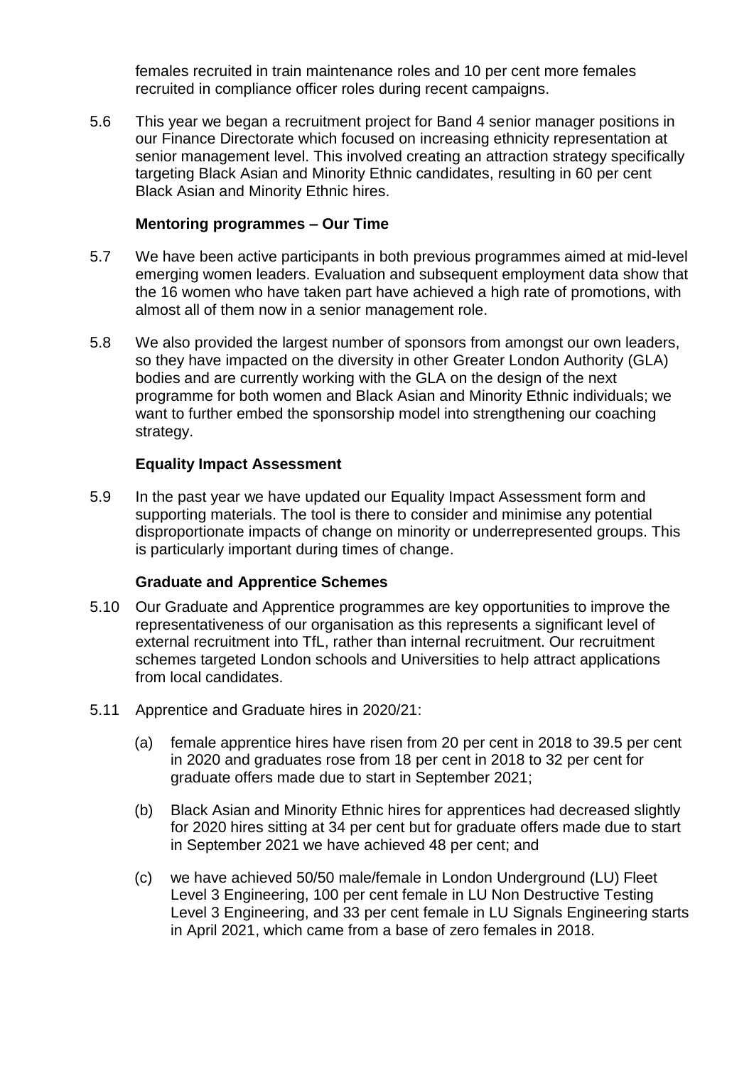females recruited in train maintenance roles and 10 per cent more females recruited in compliance officer roles during recent campaigns.

5.6 This year we began a recruitment project for Band 4 senior manager positions in our Finance Directorate which focused on increasing ethnicity representation at senior management level. This involved creating an attraction strategy specifically targeting Black Asian and Minority Ethnic candidates, resulting in 60 per cent Black Asian and Minority Ethnic hires.

**Mentoring programmes – Our Time**

5.7 We have been active participants in both previous programmes aimed at mid-level emerging women leaders. Evaluation and subsequent employment data show that the 16 women who have taken part have achieved a high rate of promotions, with almost all of them now in a senior management role.

5.8 We also provided the largest number of sponsors from amongst our own leaders, so they have impacted on the diversity in other Greater London Authority (GLA) bodies and are currently working with the GLA on the design of the next programme for both women and Black Asian and Minority Ethnic individuals; we want to further embed the sponsorship model into strengthening our coaching strategy.

**Equality Impact Assessment**

5.9 In the past year we have updated our Equality Impact Assessment form and supporting materials. The tool is there to consider and minimise any potential disproportionate impacts of change on minority or underrepresented groups. This is particularly important during times of change.

**Graduate and Apprentice Schemes**

5.10 Our Graduate and Apprentice programmes are key opportunities to improve the representativeness of our organisation as this represents a significant level of external recruitment into TfL, rather than internal recruitment. Our recruitment schemes targeted London schools and Universities to help attract applications from local candidates.

5.11 Apprentice and Graduate hires in 2020/21:

(a) female apprentice hires have risen from 20 per cent in 2018 to 39.5 per cent in 2020 and graduates rose from 18 per cent in 2018 to 32 per cent for graduate offers made due to start in September 2021;

(b) Black Asian and Minority Ethnic hires for apprentices had decreased slightly for 2020 hires sitting at 34 per cent but for graduate offers made due to start in September 2021 we have achieved 48 per cent; and

(c) we have achieved 50/50 male/female in London Underground (LU) Fleet Level 3 Engineering, 100 per cent female in LU Non Destructive Testing Level 3 Engineering, and 33 per cent female in LU Signals Engineering starts in April 2021, which came from a base of zero females in 2018.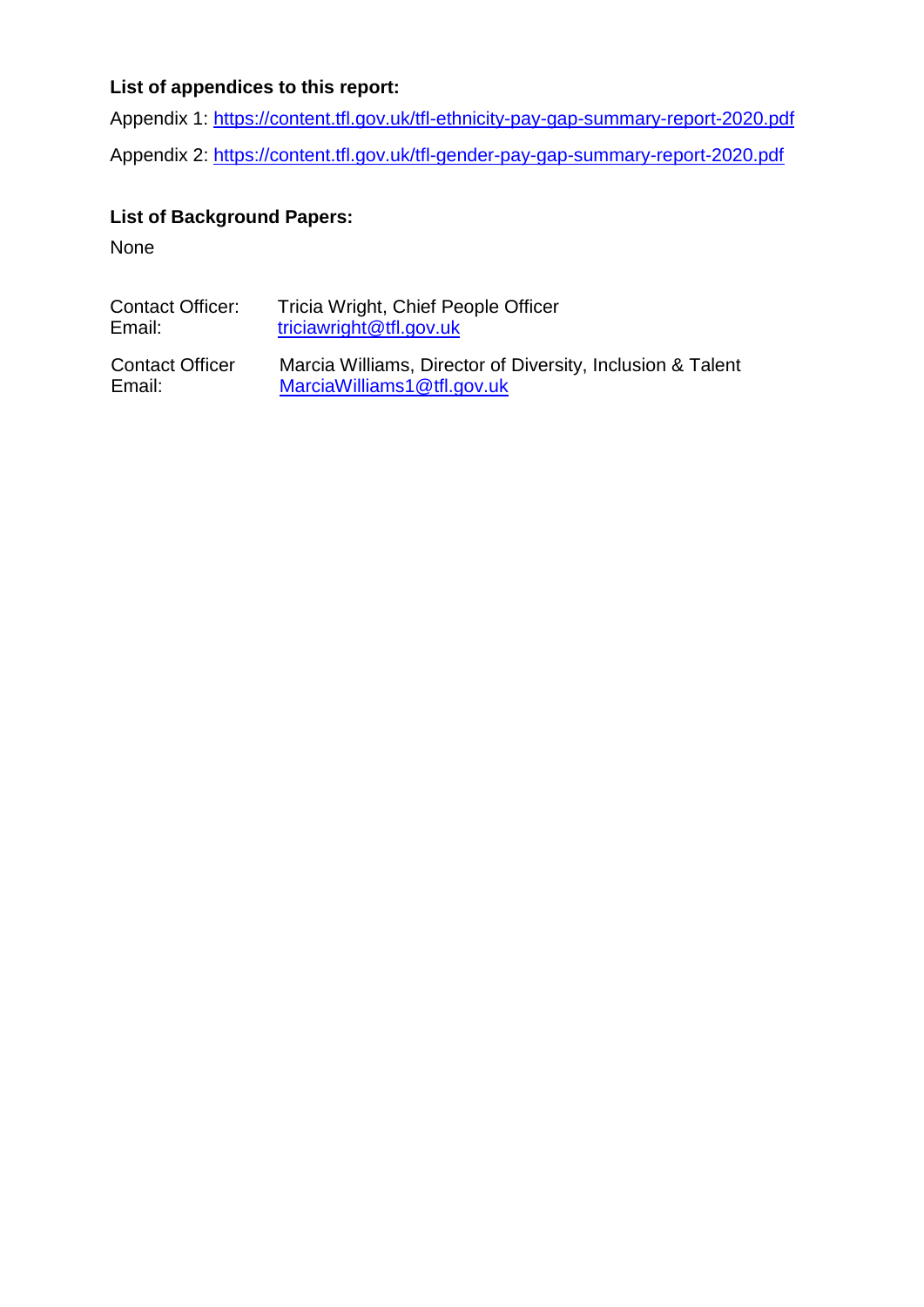**List of appendices to this report:**

Appendix 1: https://content.tfl.gov.uk/tfl-ethnicity-pay-gap-summary-report-2020.pdf

Appendix 2: https://content.tfl.gov.uk/tfl-gender-pay-gap-summary-report-2020.pdf

**List of Background Papers:**

None

Contact Officer: Tricia Wright, Chief People Officer
Email: triciawright@tfl.gov.uk

Contact Officer Marcia Williams, Director of Diversity, Inclusion & Talent
Email: MarciaWilliams1@tfl.gov.uk